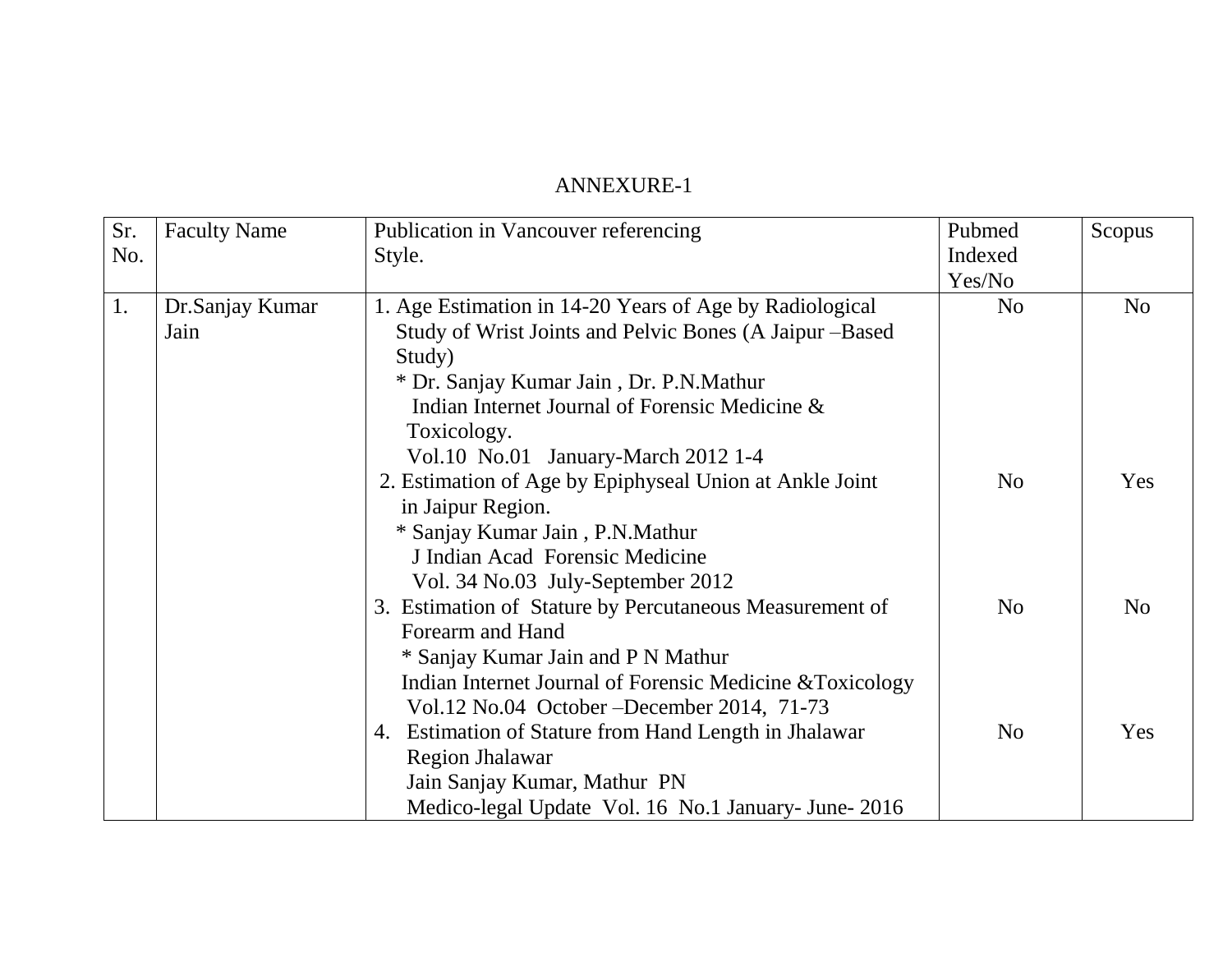# ANNEXURE-1

| Sr. No. | Faculty Name | Publication in Vancouver referencing Style. | Pubmed Indexed Yes/No | Scopus |
|---|---|---|---|---|
| 1. | Dr.Sanjay Kumar Jain | 1. Age Estimation in 14-20 Years of Age by Radiological Study of Wrist Joints and Pelvic Bones (A Jaipur –Based Study)<br>* Dr. Sanjay Kumar Jain , Dr. P.N.Mathur<br>Indian Internet Journal of Forensic Medicine & Toxicology.<br>Vol.10 No.01 January-March 2012 1-4 | No | No |
| | | 2. Estimation of Age by Epiphyseal Union at Ankle Joint in Jaipur Region.<br>* Sanjay Kumar Jain , P.N.Mathur<br>J Indian Acad Forensic Medicine<br>Vol. 34 No.03 July-September 2012 | No | Yes |
| | | 3. Estimation of Stature by Percutaneous Measurement of Forearm and Hand<br>* Sanjay Kumar Jain and P N Mathur<br>Indian Internet Journal of Forensic Medicine &Toxicology<br>Vol.12 No.04 October –December 2014, 71-73 | No | No |
| | | 4. Estimation of Stature from Hand Length in Jhalawar Region Jhalawar<br>Jain Sanjay Kumar, Mathur PN<br>Medico-legal Update Vol. 16 No.1 January- June- 2016 | No | Yes |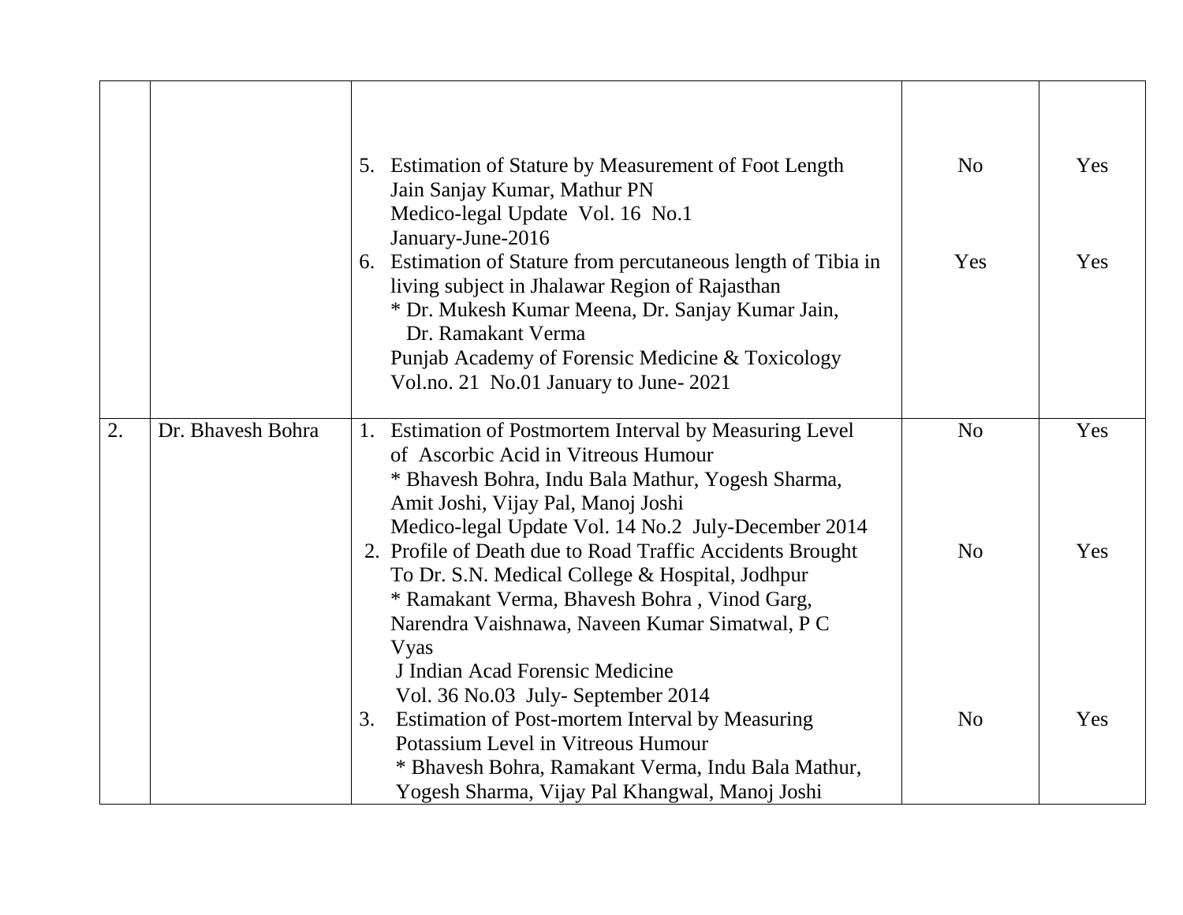| | | | | |
|---|---|---|---|---|
| | | 5. Estimation of Stature by Measurement of Foot Length<br>Jain Sanjay Kumar, Mathur PN<br>Medico-legal Update Vol. 16 No.1<br>January-June-2016<br>6. Estimation of Stature from percutaneous length of Tibia in living subject in Jhalawar Region of Rajasthan<br>* Dr. Mukesh Kumar Meena, Dr. Sanjay Kumar Jain, Dr. Ramakant Verma<br>Punjab Academy of Forensic Medicine & Toxicology<br>Vol.no. 21 No.01 January to June- 2021 | No<br><br><br><br>Yes | Yes<br><br><br><br>Yes |
| 2. | Dr. Bhavesh Bohra | 1. Estimation of Postmortem Interval by Measuring Level of Ascorbic Acid in Vitreous Humour<br>* Bhavesh Bohra, Indu Bala Mathur, Yogesh Sharma, Amit Joshi, Vijay Pal, Manoj Joshi<br>Medico-legal Update Vol. 14 No.2 July-December 2014<br>2. Profile of Death due to Road Traffic Accidents Brought To Dr. S.N. Medical College & Hospital, Jodhpur<br>* Ramakant Verma, Bhavesh Bohra , Vinod Garg, Narendra Vaishnawa, Naveen Kumar Simatwal, P C Vyas<br>J Indian Acad Forensic Medicine<br>Vol. 36 No.03 July- September 2014<br>3. Estimation of Post-mortem Interval by Measuring Potassium Level in Vitreous Humour<br>* Bhavesh Bohra, Ramakant Verma, Indu Bala Mathur, Yogesh Sharma, Vijay Pal Khangwal, Manoj Joshi | No<br><br><br><br><br>No<br><br><br><br><br><br><br>No | Yes<br><br><br><br><br>Yes<br><br><br><br><br><br><br>Yes |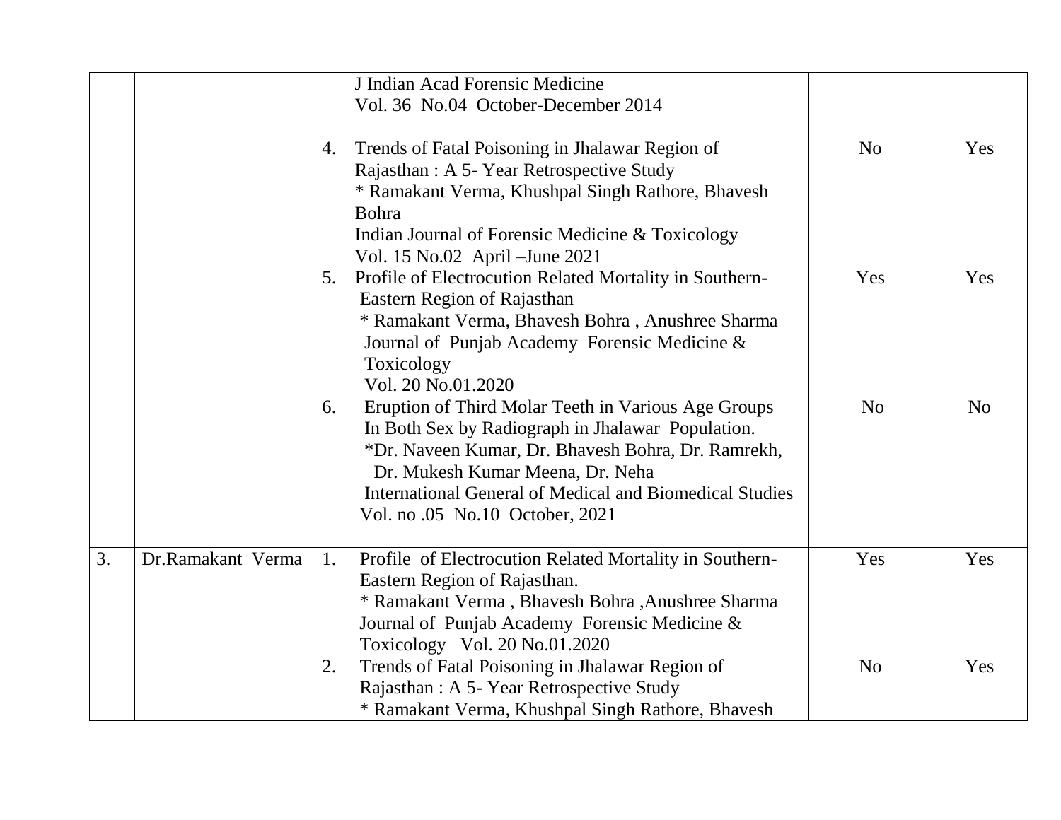| | | | | |
|---|---|---|---|---|
| | | J Indian Acad Forensic Medicine<br>Vol. 36 No.04 October-December 2014 | | |
| | | 4. Trends of Fatal Poisoning in Jhalawar Region of Rajasthan : A 5- Year Retrospective Study<br>* Ramakant Verma, Khushpal Singh Rathore, Bhavesh Bohra<br>Indian Journal of Forensic Medicine & Toxicology<br>Vol. 15 No.02 April –June 2021 | No | Yes |
| | | 5. Profile of Electrocution Related Mortality in Southern-Eastern Region of Rajasthan<br>* Ramakant Verma, Bhavesh Bohra , Anushree Sharma<br>Journal of Punjab Academy Forensic Medicine & Toxicology<br>Vol. 20 No.01.2020 | Yes | Yes |
| | | 6. Eruption of Third Molar Teeth in Various Age Groups In Both Sex by Radiograph in Jhalawar Population.<br>*Dr. Naveen Kumar, Dr. Bhavesh Bohra, Dr. Ramrekh, Dr. Mukesh Kumar Meena, Dr. Neha<br>International General of Medical and Biomedical Studies<br>Vol. no .05 No.10 October, 2021 | No | No |
| 3. | Dr.Ramakant Verma | 1. Profile of Electrocution Related Mortality in Southern-Eastern Region of Rajasthan.<br>* Ramakant Verma , Bhavesh Bohra ,Anushree Sharma<br>Journal of Punjab Academy Forensic Medicine & Toxicology Vol. 20 No.01.2020 | Yes | Yes |
| | | 2. Trends of Fatal Poisoning in Jhalawar Region of Rajasthan : A 5- Year Retrospective Study<br>* Ramakant Verma, Khushpal Singh Rathore, Bhavesh | No | Yes |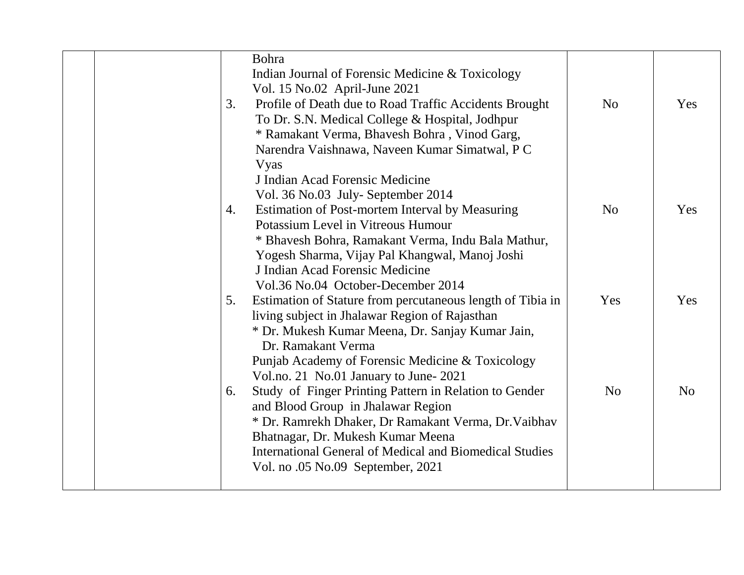|  |  |  |  |  |
|---|---|---|---|---|
|  |  | Bohra<br>Indian Journal of Forensic Medicine & Toxicology<br>Vol. 15 No.02 April-June 2021 |  |  |
|  |  | 3. Profile of Death due to Road Traffic Accidents Brought To Dr. S.N. Medical College & Hospital, Jodhpur<br>* Ramakant Verma, Bhavesh Bohra , Vinod Garg, Narendra Vaishnawa, Naveen Kumar Simatwal, P C Vyas<br>J Indian Acad Forensic Medicine<br>Vol. 36 No.03 July- September 2014 | No | Yes |
|  |  | 4. Estimation of Post-mortem Interval by Measuring Potassium Level in Vitreous Humour<br>* Bhavesh Bohra, Ramakant Verma, Indu Bala Mathur, Yogesh Sharma, Vijay Pal Khangwal, Manoj Joshi<br>J Indian Acad Forensic Medicine<br>Vol.36 No.04 October-December 2014 | No | Yes |
|  |  | 5. Estimation of Stature from percutaneous length of Tibia in living subject in Jhalawar Region of Rajasthan<br>* Dr. Mukesh Kumar Meena, Dr. Sanjay Kumar Jain, Dr. Ramakant Verma<br>Punjab Academy of Forensic Medicine & Toxicology<br>Vol.no. 21 No.01 January to June- 2021 | Yes | Yes |
|  |  | 6. Study of Finger Printing Pattern in Relation to Gender and Blood Group in Jhalawar Region<br>* Dr. Ramrekh Dhaker, Dr Ramakant Verma, Dr.Vaibhav Bhatnagar, Dr. Mukesh Kumar Meena<br>International General of Medical and Biomedical Studies<br>Vol. no .05 No.09 September, 2021 | No | No |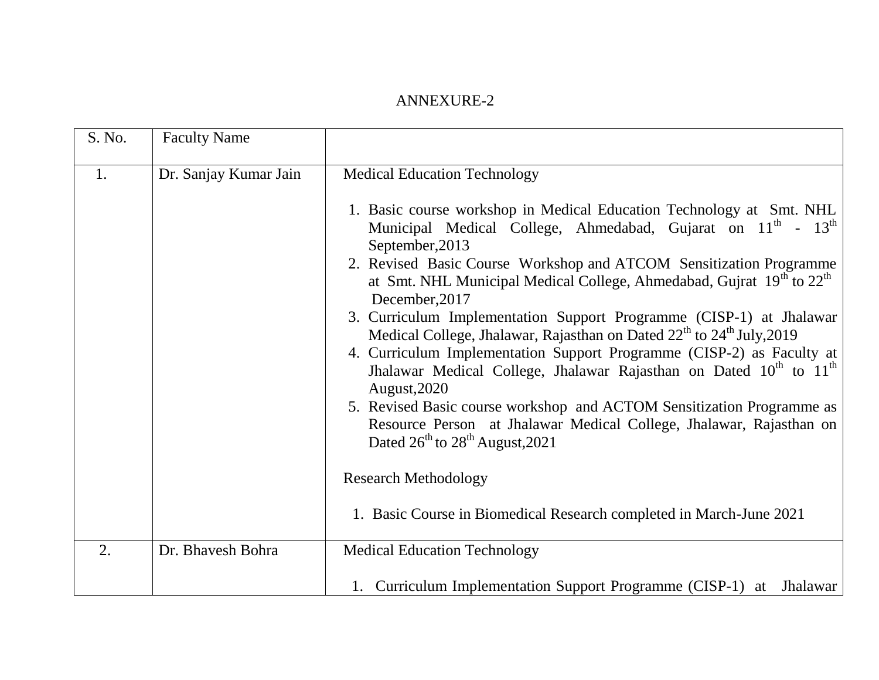ANNEXURE-2

| S. No. | Faculty Name | |
|---|---|---|
| 1. | Dr. Sanjay Kumar Jain | Medical Education Technology<br><br>1. Basic course workshop in Medical Education Technology at Smt. NHL Municipal Medical College, Ahmedabad, Gujarat on 11th - 13th September,2013<br>2. Revised Basic Course Workshop and ATCOM Sensitization Programme at Smt. NHL Municipal Medical College, Ahmedabad, Gujrat 19th to 22th December,2017<br>3. Curriculum Implementation Support Programme (CISP-1) at Jhalawar Medical College, Jhalawar, Rajasthan on Dated 22th to 24th July,2019<br>4. Curriculum Implementation Support Programme (CISP-2) as Faculty at Jhalawar Medical College, Jhalawar Rajasthan on Dated 10th to 11th August,2020<br>5. Revised Basic course workshop and ACTOM Sensitization Programme as Resource Person at Jhalawar Medical College, Jhalawar, Rajasthan on Dated 26th to 28th August,2021<br><br>Research Methodology<br><br>1. Basic Course in Biomedical Research completed in March-June 2021 |
| 2. | Dr. Bhavesh Bohra | Medical Education Technology<br><br>1. Curriculum Implementation Support Programme (CISP-1) at Jhalawar |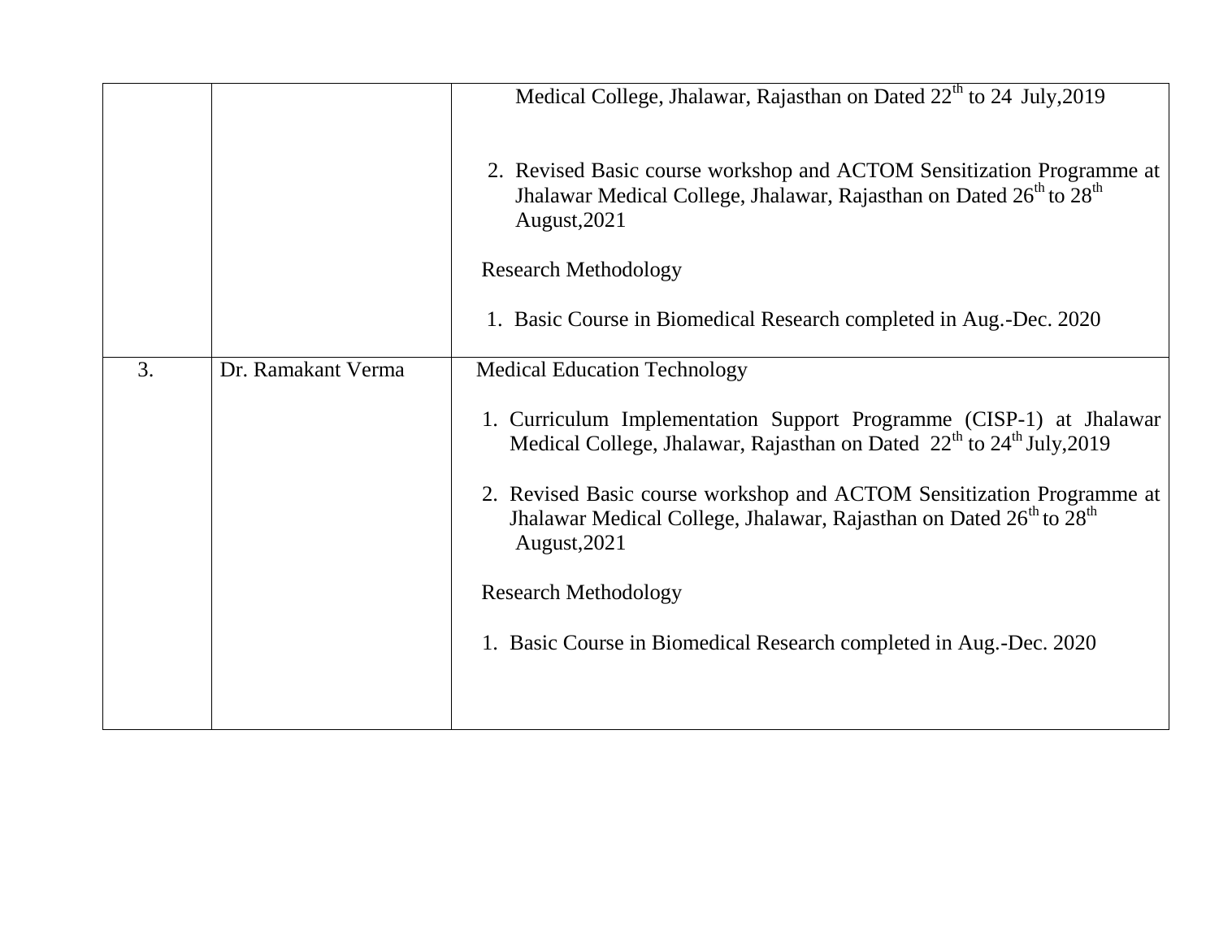| | | |
|---|---|---|
| | | Medical College, Jhalawar, Rajasthan on Dated 22th to 24 July,2019<br><br>2. Revised Basic course workshop and ACTOM Sensitization Programme at Jhalawar Medical College, Jhalawar, Rajasthan on Dated 26th to 28th August,2021<br><br>Research Methodology<br><br>1. Basic Course in Biomedical Research completed in Aug.-Dec. 2020 |
| 3. | Dr. Ramakant Verma | Medical Education Technology<br><br>1. Curriculum Implementation Support Programme (CISP-1) at Jhalawar Medical College, Jhalawar, Rajasthan on Dated 22th to 24th July,2019<br><br>2. Revised Basic course workshop and ACTOM Sensitization Programme at Jhalawar Medical College, Jhalawar, Rajasthan on Dated 26th to 28th August,2021<br><br>Research Methodology<br><br>1. Basic Course in Biomedical Research completed in Aug.-Dec. 2020 |